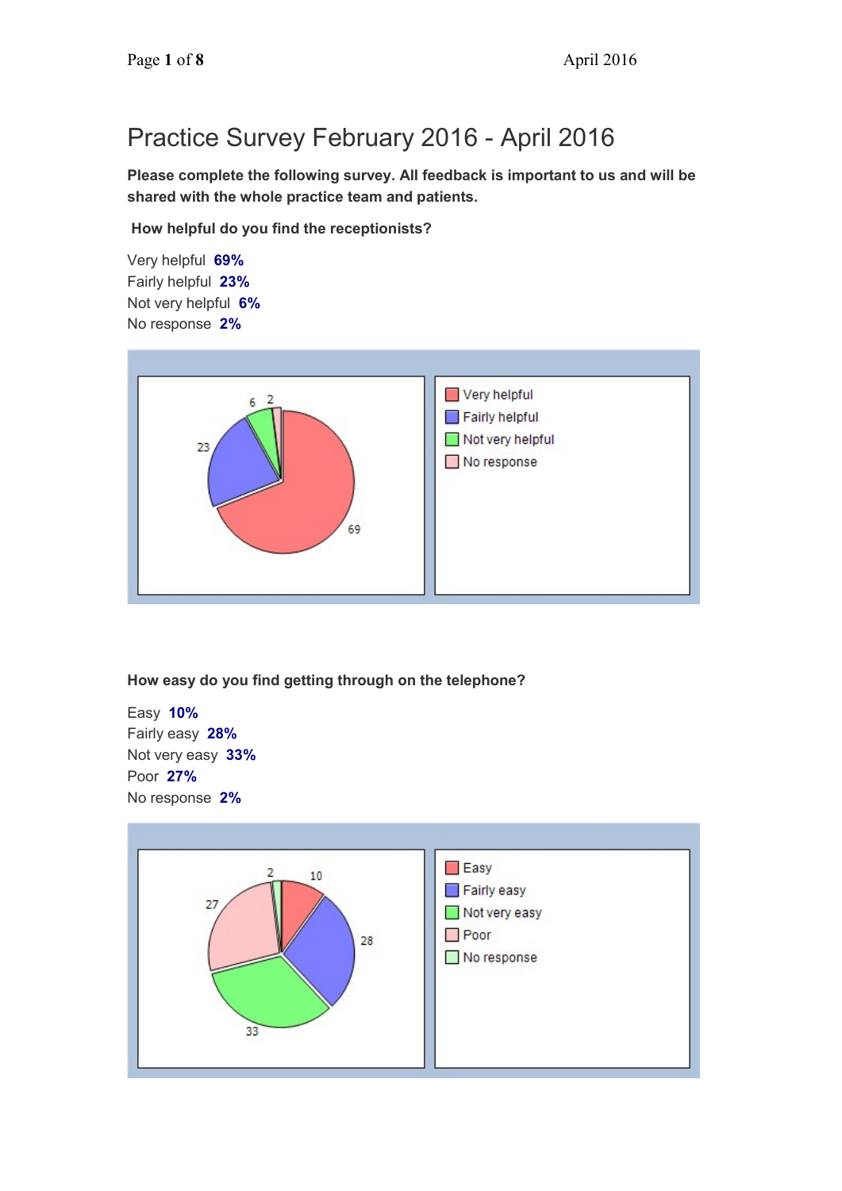# Practice Survey February 2016 - April 2016

**Please complete the following survey. All feedback is important to us and will be shared with the whole practice team and patients.**

**How helpful do you find the receptionists?**

Very helpful **69%**
Fairly helpful **23%**
Not very helpful **6%**
No response **2%**

**How easy do you find getting through on the telephone?**

Easy **10%**
Fairly easy **28%**
Not very easy **33%**
Poor **27%**
No response **2%**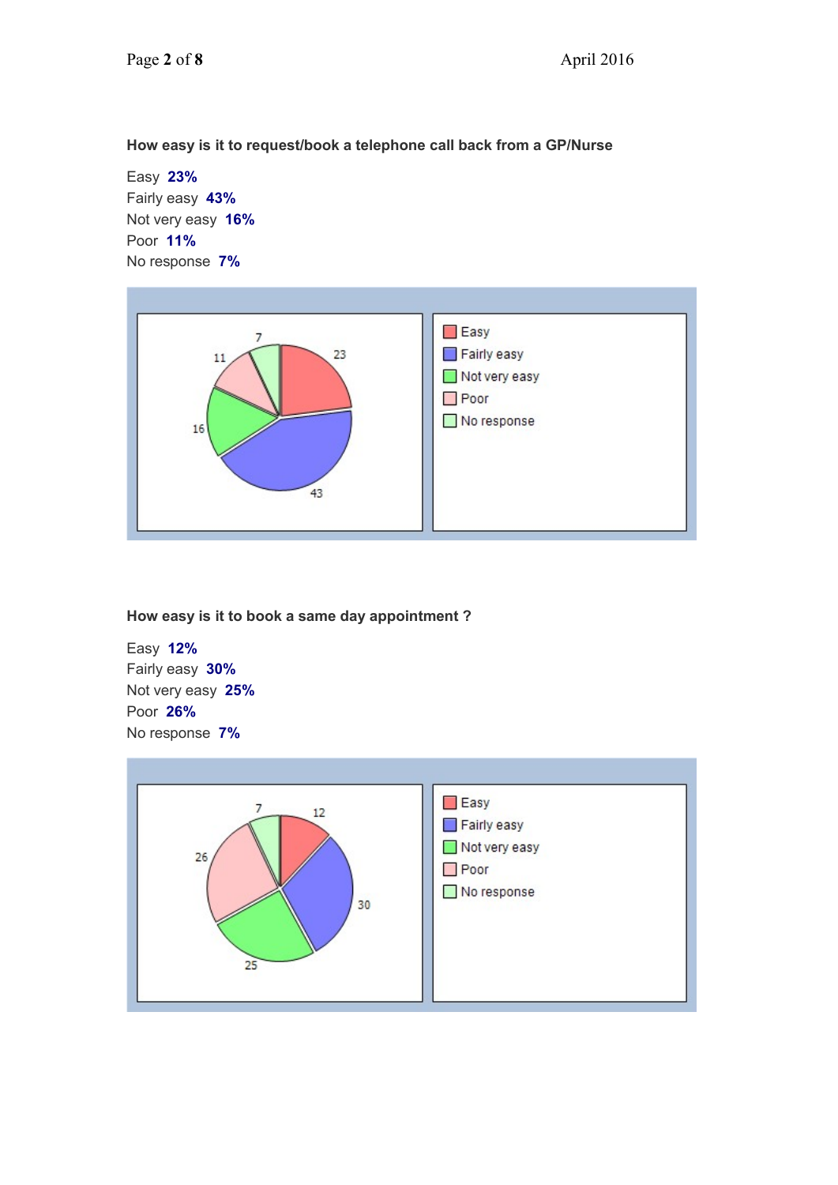**How easy is it to request/book a telephone call back from a GP/Nurse**

Easy **23%**
Fairly easy **43%**
Not very easy **16%**
Poor **11%**
No response **7%**

**How easy is it to book a same day appointment ?**

Easy **12%**
Fairly easy **30%**
Not very easy **25%**
Poor **26%**
No response **7%**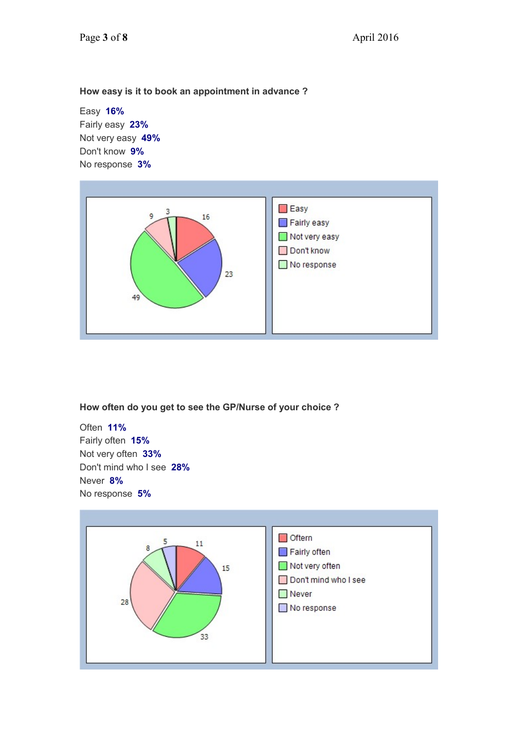**How easy is it to book an appointment in advance ?**

Easy **16%**
Fairly easy **23%**
Not very easy **49%**
Don't know **9%**
No response **3%**

**How often do you get to see the GP/Nurse of your choice ?**

Often **11%**
Fairly often **15%**
Not very often **33%**
Don't mind who I see **28%**
Never **8%**
No response **5%**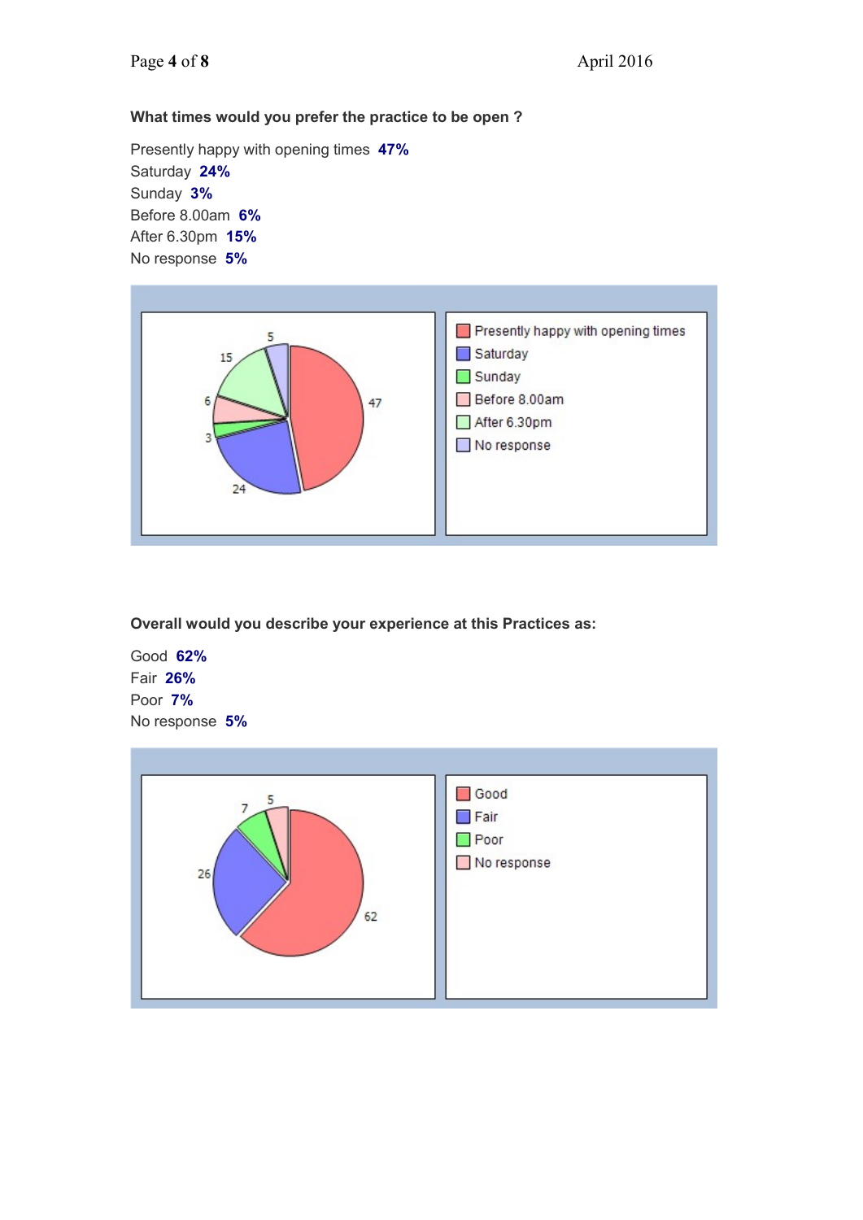**What times would you prefer the practice to be open ?**

Presently happy with opening times **47%**
Saturday **24%**
Sunday **3%**
Before 8.00am **6%**
After 6.30pm **15%**
No response **5%**

**Overall would you describe your experience at this Practices as:**

Good **62%**
Fair **26%**
Poor **7%**
No response **5%**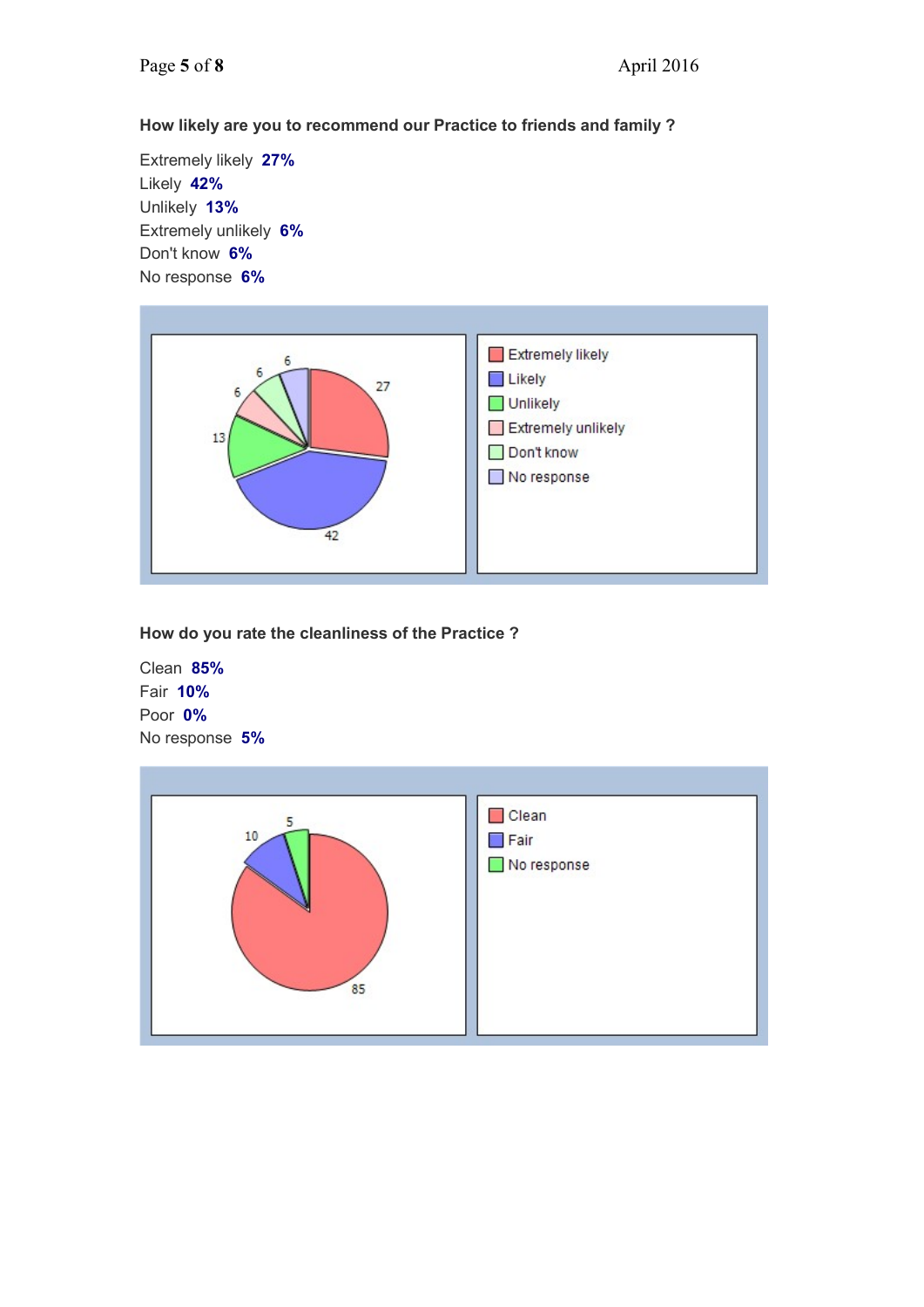**How likely are you to recommend our Practice to friends and family ?**

Extremely likely **27%**
Likely **42%**
Unlikely **13%**
Extremely unlikely **6%**
Don't know **6%**
No response **6%**

**How do you rate the cleanliness of the Practice ?**

Clean **85%**
Fair **10%**
Poor **0%**
No response **5%**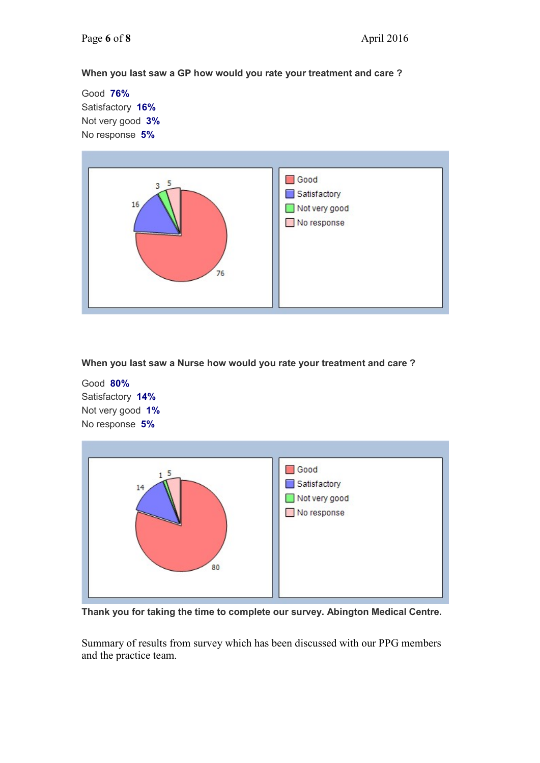**When you last saw a GP how would you rate your treatment and care ?**

Good **76%**
Satisfactory **16%**
Not very good **3%**
No response **5%**

**When you last saw a Nurse how would you rate your treatment and care ?**

Good **80%**
Satisfactory **14%**
Not very good **1%**
No response **5%**

**Thank you for taking the time to complete our survey. Abington Medical Centre.**

Summary of results from survey which has been discussed with our PPG members and the practice team.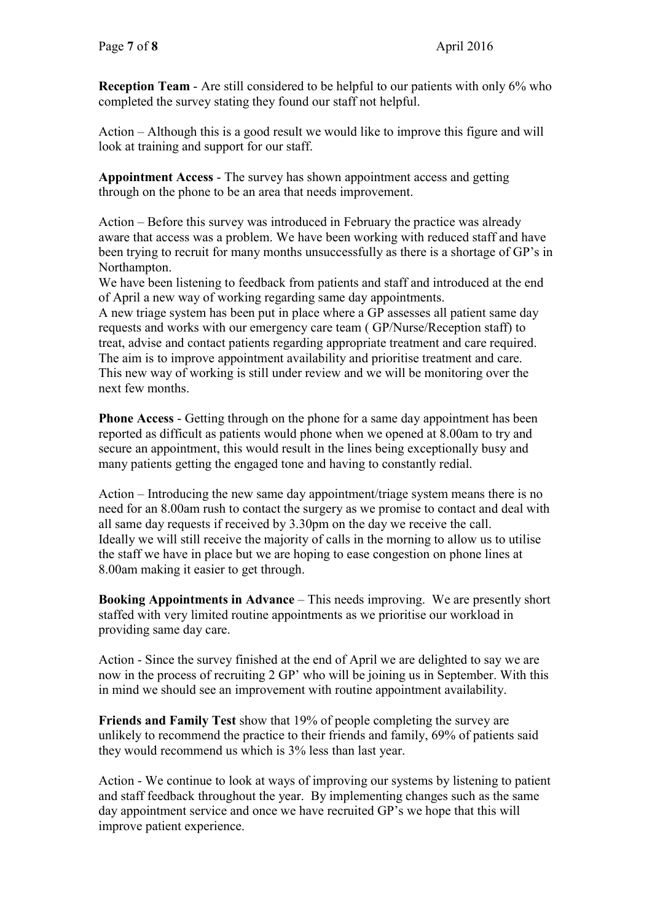**Reception Team** - Are still considered to be helpful to our patients with only 6% who completed the survey stating they found our staff not helpful.

Action – Although this is a good result we would like to improve this figure and will look at training and support for our staff.

**Appointment Access** - The survey has shown appointment access and getting through on the phone to be an area that needs improvement.

Action – Before this survey was introduced in February the practice was already aware that access was a problem. We have been working with reduced staff and have been trying to recruit for many months unsuccessfully as there is a shortage of GP's in Northampton.

We have been listening to feedback from patients and staff and introduced at the end of April a new way of working regarding same day appointments.

A new triage system has been put in place where a GP assesses all patient same day requests and works with our emergency care team ( GP/Nurse/Reception staff) to treat, advise and contact patients regarding appropriate treatment and care required. The aim is to improve appointment availability and prioritise treatment and care. This new way of working is still under review and we will be monitoring over the next few months.

**Phone Access** - Getting through on the phone for a same day appointment has been reported as difficult as patients would phone when we opened at 8.00am to try and secure an appointment, this would result in the lines being exceptionally busy and many patients getting the engaged tone and having to constantly redial.

Action – Introducing the new same day appointment/triage system means there is no need for an 8.00am rush to contact the surgery as we promise to contact and deal with all same day requests if received by 3.30pm on the day we receive the call. Ideally we will still receive the majority of calls in the morning to allow us to utilise the staff we have in place but we are hoping to ease congestion on phone lines at 8.00am making it easier to get through.

**Booking Appointments in Advance** – This needs improving. We are presently short staffed with very limited routine appointments as we prioritise our workload in providing same day care.

Action - Since the survey finished at the end of April we are delighted to say we are now in the process of recruiting 2 GP' who will be joining us in September. With this in mind we should see an improvement with routine appointment availability.

**Friends and Family Test** show that 19% of people completing the survey are unlikely to recommend the practice to their friends and family, 69% of patients said they would recommend us which is 3% less than last year.

Action - We continue to look at ways of improving our systems by listening to patient and staff feedback throughout the year. By implementing changes such as the same day appointment service and once we have recruited GP's we hope that this will improve patient experience.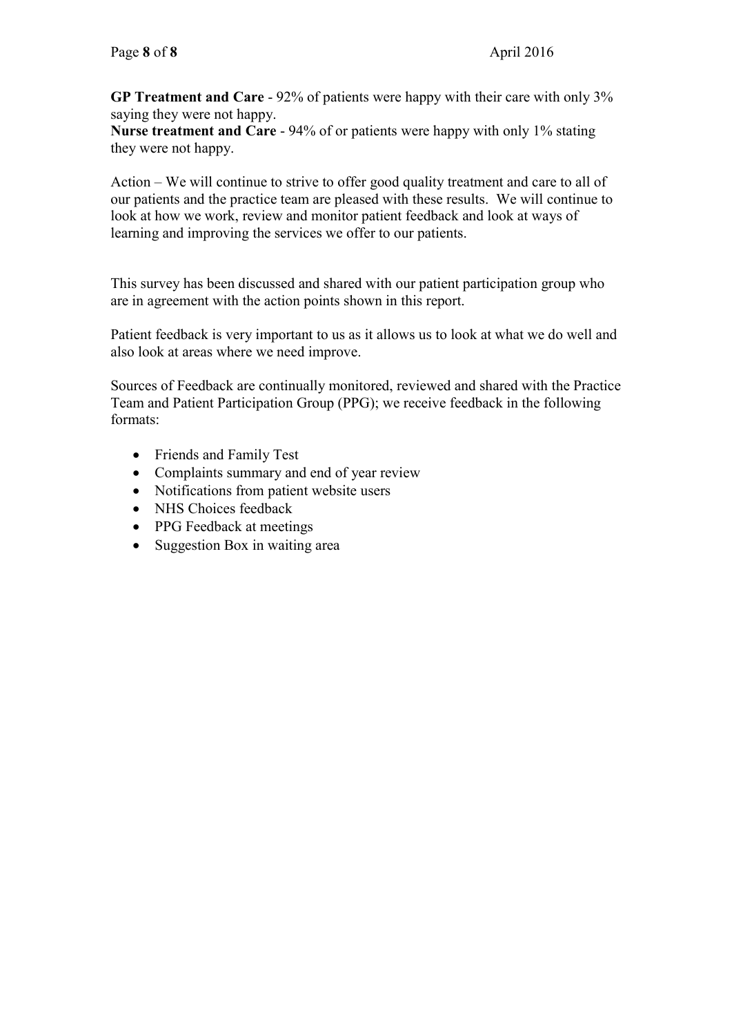**GP Treatment and Care** - 92% of patients were happy with their care with only 3% saying they were not happy.
**Nurse treatment and Care** - 94% of or patients were happy with only 1% stating they were not happy.

Action – We will continue to strive to offer good quality treatment and care to all of our patients and the practice team are pleased with these results. We will continue to look at how we work, review and monitor patient feedback and look at ways of learning and improving the services we offer to our patients.

This survey has been discussed and shared with our patient participation group who are in agreement with the action points shown in this report.

Patient feedback is very important to us as it allows us to look at what we do well and also look at areas where we need improve.

Sources of Feedback are continually monitored, reviewed and shared with the Practice Team and Patient Participation Group (PPG); we receive feedback in the following formats:

- Friends and Family Test
- Complaints summary and end of year review
- Notifications from patient website users
- NHS Choices feedback
- PPG Feedback at meetings
- Suggestion Box in waiting area